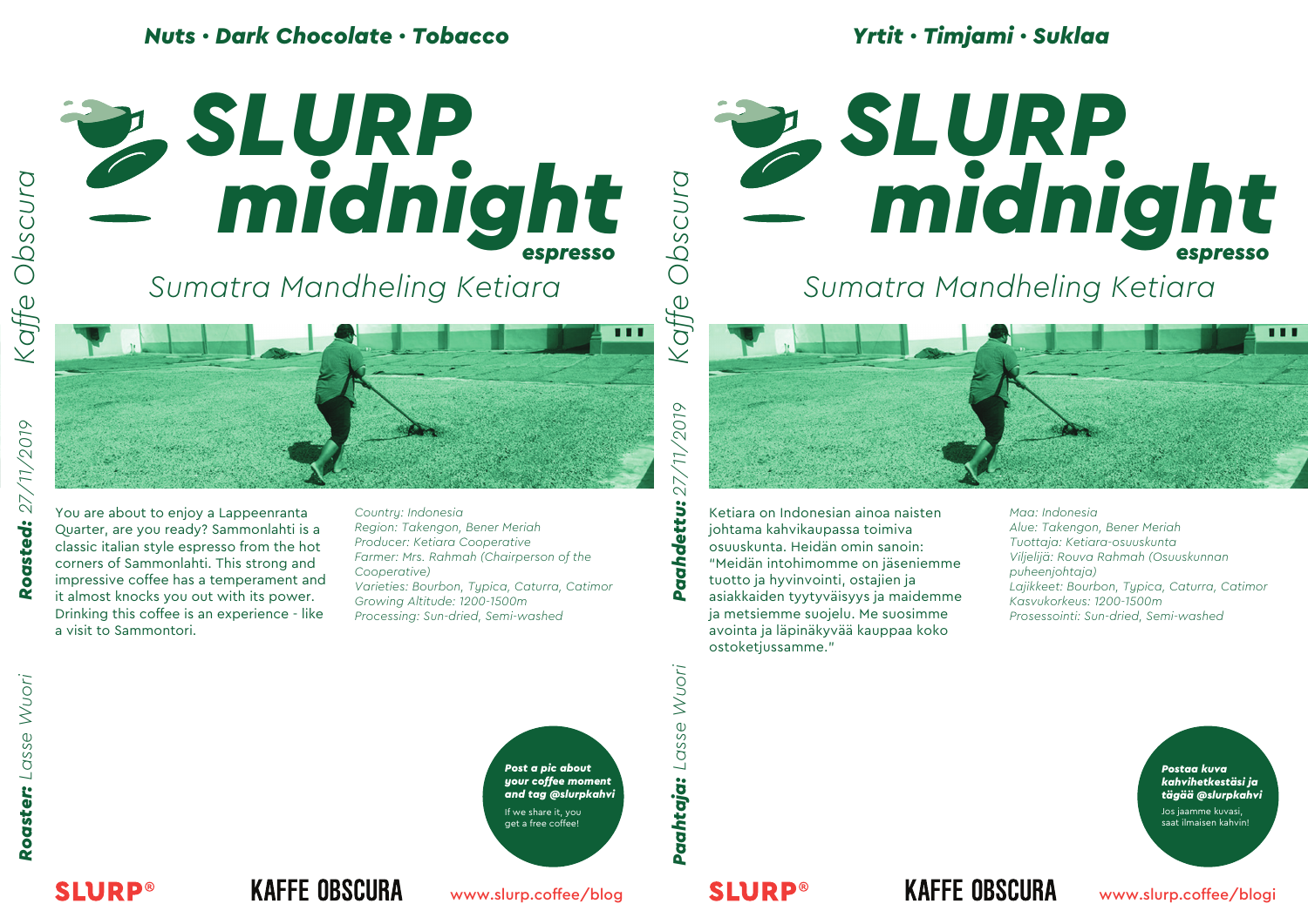**Nuts · Dark Chocolate · Tobacco**

# SLURP midnight

**espresso**

## Sumatra Mandheling Ketiara

*Kaffe Obscura*

**Roasted:** *27/11/2019*

You are about to enjoy a Lappeenranta Quarter, are you ready? Sammonlahti is a classic italian style espresso from the hot corners of Sammonlahti. This strong and impressive coffee has a temperament and it almost knocks you out with its power. Drinking this coffee is an experience - like a visit to Sammontori.

*Country: Indonesia*
*Region: Takengon, Bener Meriah*
*Producer: Ketiara Cooperative*
*Farmer: Mrs. Rahmah (Chairperson of the Cooperative)*
*Varieties: Bourbon, Typica, Caturra, Catimor*
*Growing Altitude: 1200-1500m*
*Processing: Sun-dried, Semi-washed*

**Roaster:** *Lasse Wuori*

***Post a pic about your coffee moment and tag @slurpkahvi***

If we share it, you get a free coffee!

SLURP® KAFFE OBSCURA www.slurp.coffee/blog

---

**Yrtit · Timjami · Suklaa**

# SLURP midnight

**espresso**

## Sumatra Mandheling Ketiara

*Kaffe Obscura*

**Paahdettu:** *27/11/2019*

Ketiara on Indonesian ainoa naisten johtama kahvikaupassa toimiva osuuskunta. Heidän omin sanoin: "Meidän intohimomme on jäseniemme tuotto ja hyvinvointi, ostajien ja asiakkaiden tyytyväisyys ja maidemme ja metsiemme suojelu. Me suosimme avointa ja läpinäkyvää kauppaa koko ostoketjussamme."

*Maa: Indonesia*
*Alue: Takengon, Bener Meriah*
*Tuottaja: Ketiara-osuuskunta*
*Viljelijä: Rouva Rahmah (Osuuskunnan puheenjohtaja)*
*Lajikkeet: Bourbon, Typica, Caturra, Catimor*
*Kasvukorkeus: 1200-1500m*
*Prosessointi: Sun-dried, Semi-washed*

**Paahtaja:** *Lasse Wuori*

***Postaa kuva kahvihetkestäsi ja tägää @slurpkahvi***

Jos jaamme kuvasi, saat ilmaisen kahvin!

SLURP® KAFFE OBSCURA www.slurp.coffee/blogi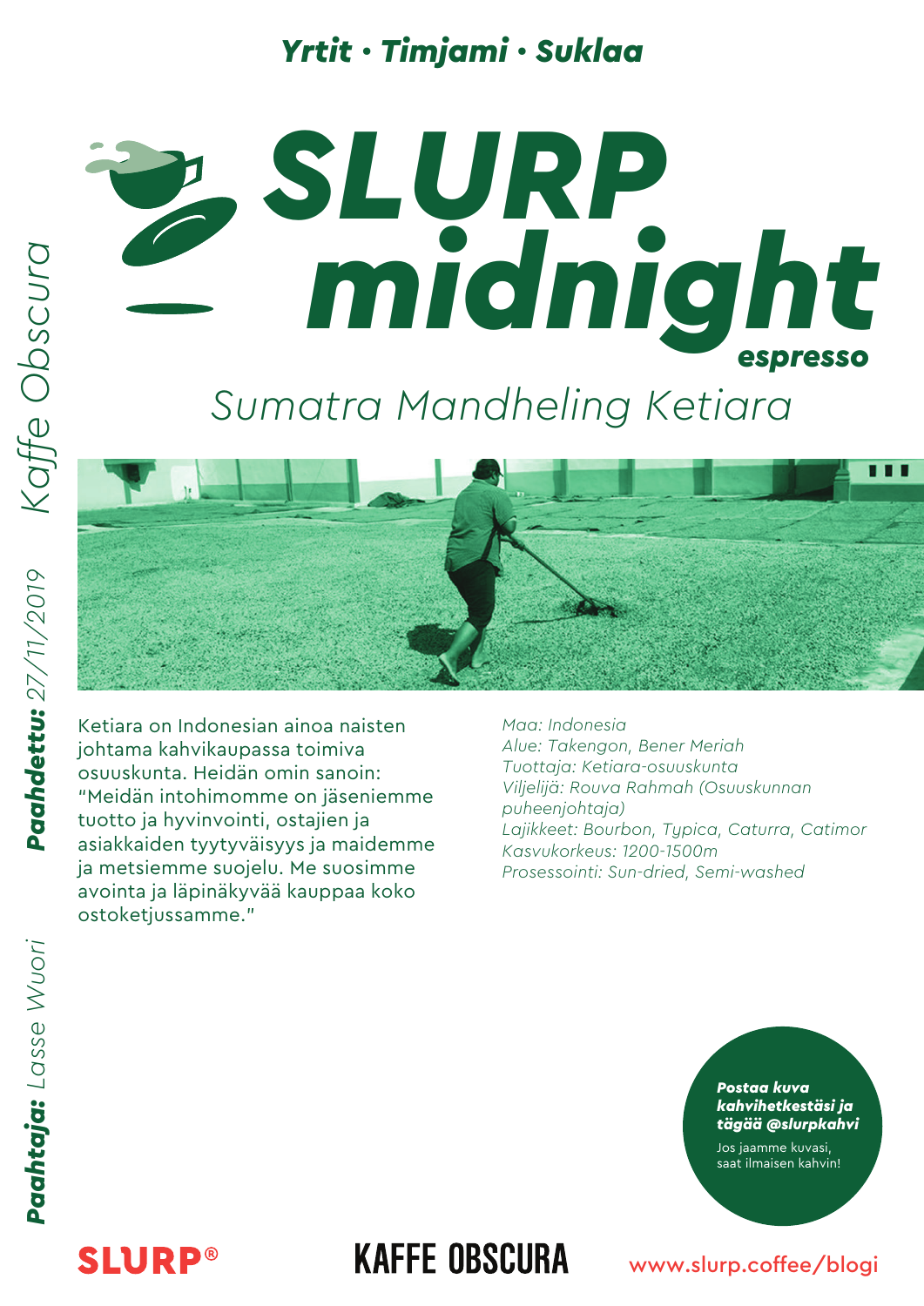*Yrtit • Timjami • Suklaa*

# SLURP midnight

**espresso**

## *Sumatra Mandheling Ketiara*

Ketiara on Indonesian ainoa naisten johtama kahvikaupassa toimiva osuuskunta. Heidän omin sanoin: "Meidän intohimomme on jäseniemme tuotto ja hyvinvointi, ostajien ja asiakkaiden tyytyväisyys ja maidemme ja metsiemme suojelu. Me suosimme avointa ja läpinäkyvää kauppaa koko ostoketjussamme."

*Maa: Indonesia*
*Alue: Takengon, Bener Meriah*
*Tuottaja: Ketiara-osuuskunta*
*Viljelijä: Rouva Rahmah (Osuuskunnan puheenjohtaja)*
*Lajikkeet: Bourbon, Typica, Caturra, Catimor*
*Kasvukorkeus: 1200-1500m*
*Prosessointi: Sun-dried, Semi-washed*

*Kaffe Obscura*

***Paahdettu:*** *27/11/2019*

***Paahtaja:*** *Lasse Wuori*

***Postaa kuva kahvihetkestäsi ja tägää @slurpkahvi***
Jos jaamme kuvasi, saat ilmaisen kahvin!

SLURP®

KAFFE OBSCURA

www.slurp.coffee/blogi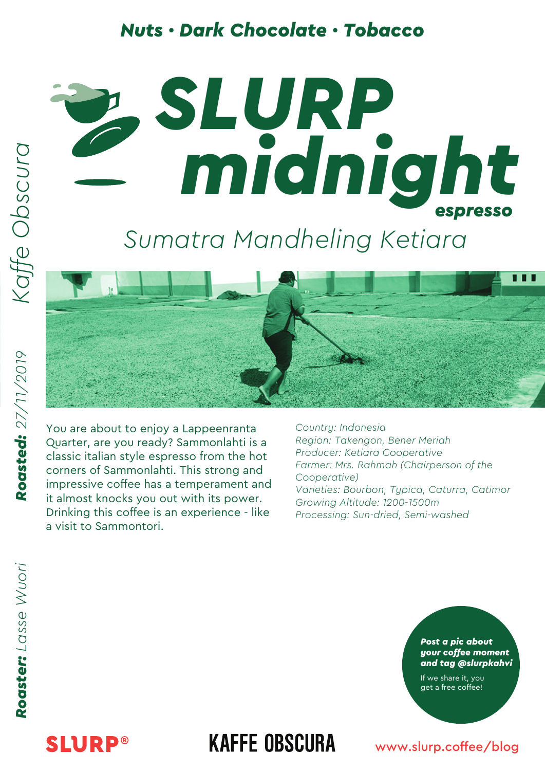**Nuts • Dark Chocolate • Tobacco**

# SLURP midnight

**espresso**

## Sumatra Mandheling Ketiara

You are about to enjoy a Lappeenranta Quarter, are you ready? Sammonlahti is a classic italian style espresso from the hot corners of Sammonlahti. This strong and impressive coffee has a temperament and it almost knocks you out with its power. Drinking this coffee is an experience - like a visit to Sammontori.

*Country: Indonesia*
*Region: Takengon, Bener Meriah*
*Producer: Ketiara Cooperative*
*Farmer: Mrs. Rahmah (Chairperson of the Cooperative)*
*Varieties: Bourbon, Typica, Caturra, Catimor*
*Growing Altitude: 1200-1500m*
*Processing: Sun-dried, Semi-washed*

*Kaffe Obscura*

***Roasted:*** *27/11/2019*

***Roaster:*** *Lasse Wuori*

***Post a pic about your coffee moment and tag @slurpkahvi***

If we share it, you get a free coffee!

SLURP®

KAFFE OBSCURA

www.slurp.coffee/blog